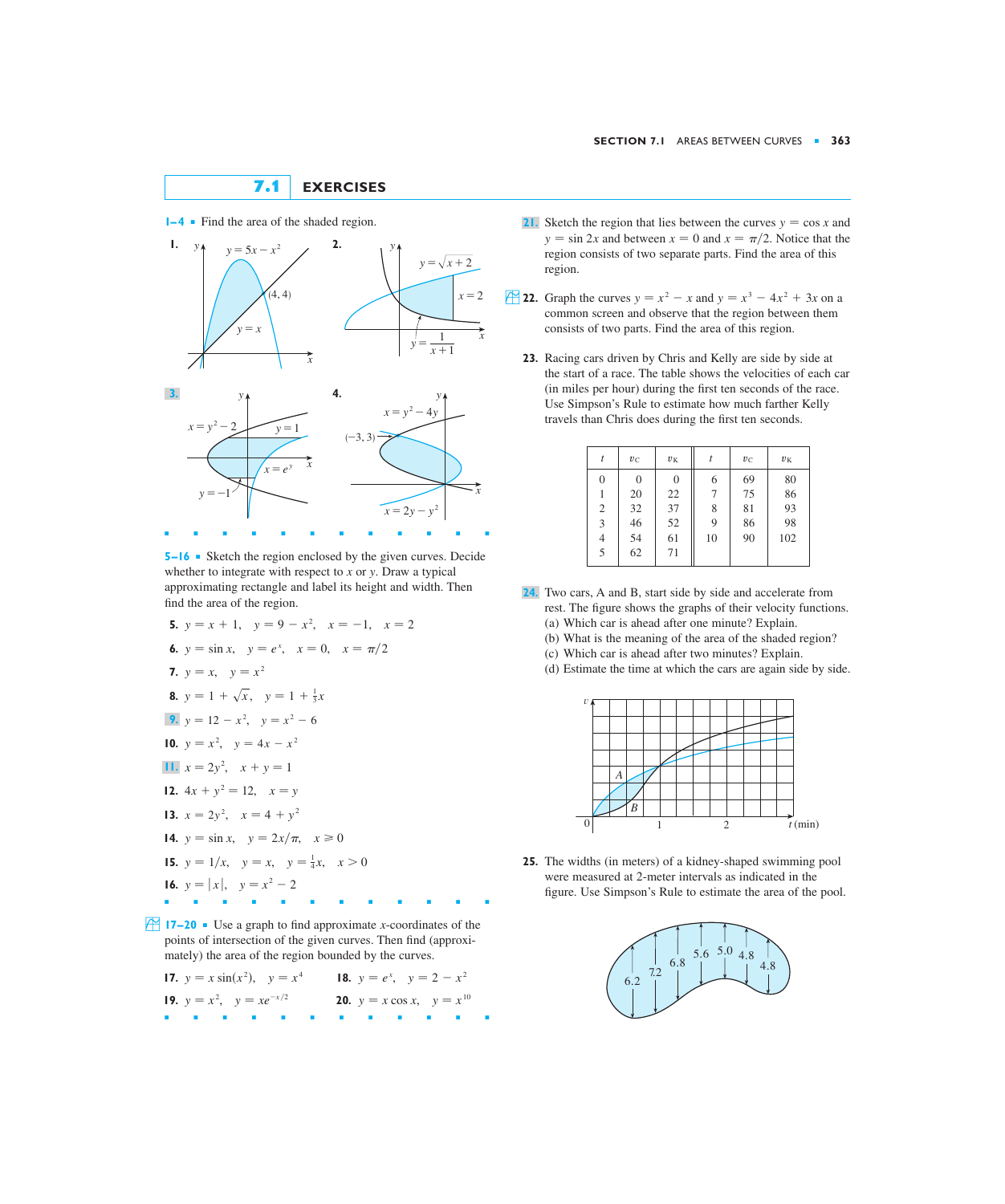## 7.1 EXERCISES

**1–4** ■ Find the area of the shaded region.

**1.** $y = 5x - x^2$, $y = x$, $(4, 4)$

**2.** $y = \sqrt{x + 2}$, $x = 2$, $y = \dfrac{1}{x + 1}$

**3.** $x = y^2 - 2$, $y = 1$, $x = e^y$, $y = -1$

**4.** $x = y^2 - 4y$, $(-3, 3)$, $x = 2y - y^2$

**5–16** ■ Sketch the region enclosed by the given curves. Decide whether to integrate with respect to $x$ or $y$. Draw a typical approximating rectangle and label its height and width. Then find the area of the region.

**5.** $y = x + 1$, $y = 9 - x^2$, $x = -1$, $x = 2$

**6.** $y = \sin x$, $y = e^x$, $x = 0$, $x = \pi/2$

**7.** $y = x$, $y = x^2$

**8.** $y = 1 + \sqrt{x}$, $y = 1 + \frac{1}{3}x$

**9.** $y = 12 - x^2$, $y = x^2 - 6$

**10.** $y = x^2$, $y = 4x - x^2$

**11.** $x = 2y^2$, $x + y = 1$

**12.** $4x + y^2 = 12$, $x = y$

**13.** $x = 2y^2$, $x = 4 + y^2$

**14.** $y = \sin x$, $y = 2x/\pi$, $x \geqslant 0$

**15.** $y = 1/x$, $y = x$, $y = \frac{1}{4}x$, $x > 0$

**16.** $y = |x|$, $y = x^2 - 2$

**17–20** ■ Use a graph to find approximate $x$-coordinates of the points of intersection of the given curves. Then find (approximately) the area of the region bounded by the curves.

**17.** $y = x \sin(x^2)$, $y = x^4$

**18.** $y = e^x$, $y = 2 - x^2$

**19.** $y = x^2$, $y = xe^{-x/2}$

**20.** $y = x \cos x$, $y = x^{10}$

**21.** Sketch the region that lies between the curves $y = \cos x$ and $y = \sin 2x$ and between $x = 0$ and $x = \pi/2$. Notice that the region consists of two separate parts. Find the area of this region.

**22.** Graph the curves $y = x^2 - x$ and $y = x^3 - 4x^2 + 3x$ on a common screen and observe that the region between them consists of two parts. Find the area of this region.

**23.** Racing cars driven by Chris and Kelly are side by side at the start of a race. The table shows the velocities of each car (in miles per hour) during the first ten seconds of the race. Use Simpson's Rule to estimate how much farther Kelly travels than Chris does during the first ten seconds.

| $t$ | $v_C$ | $v_K$ | $t$ | $v_C$ | $v_K$ |
|---|---|---|---|---|---|
| 0 | 0 | 0 | 6 | 69 | 80 |
| 1 | 20 | 22 | 7 | 75 | 86 |
| 2 | 32 | 37 | 8 | 81 | 93 |
| 3 | 46 | 52 | 9 | 86 | 98 |
| 4 | 54 | 61 | 10 | 90 | 102 |
| 5 | 62 | 71 | | | |

**24.** Two cars, A and B, start side by side and accelerate from rest. The figure shows the graphs of their velocity functions.

(a) Which car is ahead after one minute? Explain.
(b) What is the meaning of the area of the shaded region?
(c) Which car is ahead after two minutes? Explain.
(d) Estimate the time at which the cars are again side by side.

**25.** The widths (in meters) of a kidney-shaped swimming pool were measured at 2-meter intervals as indicated in the figure. Use Simpson's Rule to estimate the area of the pool.

6.2, 7.2, 6.8, 5.6, 5.0, 4.8, 4.8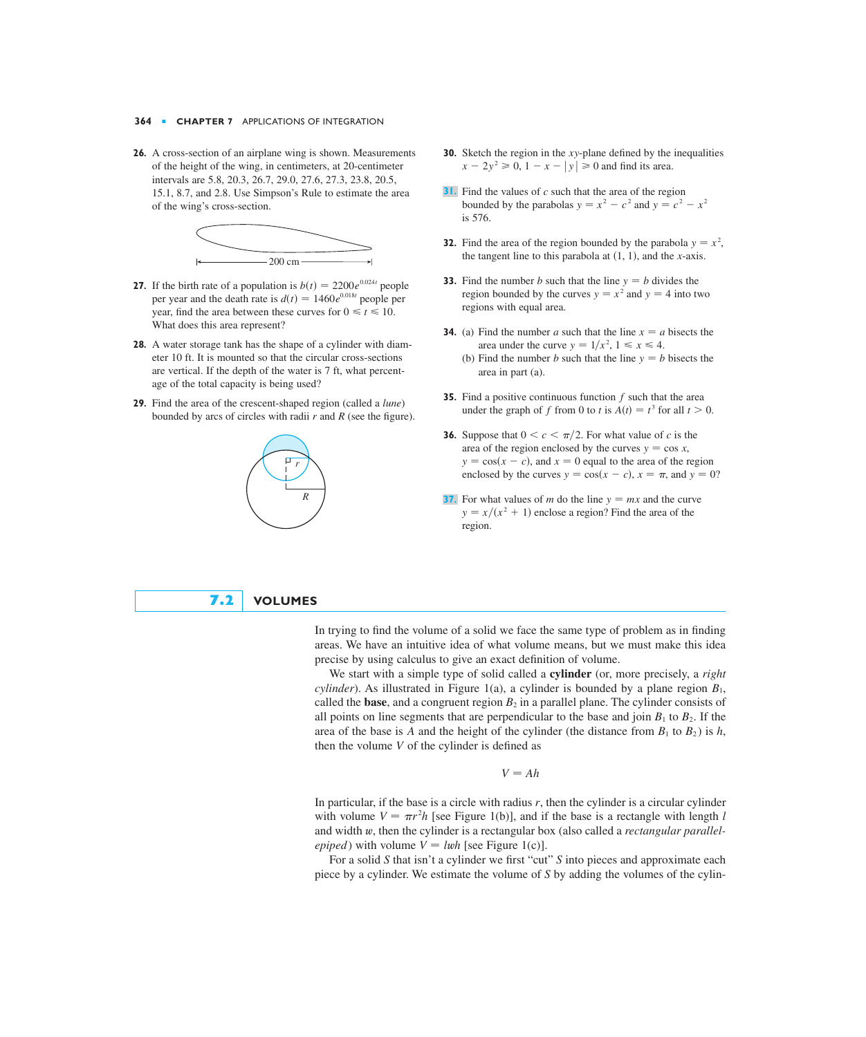26. A cross-section of an airplane wing is shown. Measurements of the height of the wing, in centimeters, at 20-centimeter intervals are 5.8, 20.3, 26.7, 29.0, 27.6, 27.3, 23.8, 20.5, 15.1, 8.7, and 2.8. Use Simpson's Rule to estimate the area of the wing's cross-section.

200 cm

27. If the birth rate of a population is $b(t) = 2200e^{0.024t}$ people per year and the death rate is $d(t) = 1460e^{0.018t}$ people per year, find the area between these curves for $0 \leqslant t \leqslant 10$. What does this area represent?

28. A water storage tank has the shape of a cylinder with diameter 10 ft. It is mounted so that the circular cross-sections are vertical. If the depth of the water is 7 ft, what percentage of the total capacity is being used?

29. Find the area of the crescent-shaped region (called a *lune*) bounded by arcs of circles with radii $r$ and $R$ (see the figure).

r

R

30. Sketch the region in the $xy$-plane defined by the inequalities $x - 2y^2 \geqslant 0$, $1 - x - |y| \geqslant 0$ and find its area.

31. Find the values of $c$ such that the area of the region bounded by the parabolas $y = x^2 - c^2$ and $y = c^2 - x^2$ is 576.

32. Find the area of the region bounded by the parabola $y = x^2$, the tangent line to this parabola at $(1, 1)$, and the $x$-axis.

33. Find the number $b$ such that the line $y = b$ divides the region bounded by the curves $y = x^2$ and $y = 4$ into two regions with equal area.

34. (a) Find the number $a$ such that the line $x = a$ bisects the area under the curve $y = 1/x^2$, $1 \leqslant x \leqslant 4$.
    (b) Find the number $b$ such that the line $y = b$ bisects the area in part (a).

35. Find a positive continuous function $f$ such that the area under the graph of $f$ from 0 to $t$ is $A(t) = t^3$ for all $t > 0$.

36. Suppose that $0 < c < \pi/2$. For what value of $c$ is the area of the region enclosed by the curves $y = \cos x$, $y = \cos(x - c)$, and $x = 0$ equal to the area of the region enclosed by the curves $y = \cos(x - c)$, $x = \pi$, and $y = 0$?

37. For what values of $m$ do the line $y = mx$ and the curve $y = x/(x^2 + 1)$ enclose a region? Find the area of the region.

## 7.2 VOLUMES

In trying to find the volume of a solid we face the same type of problem as in finding areas. We have an intuitive idea of what volume means, but we must make this idea precise by using calculus to give an exact definition of volume.

We start with a simple type of solid called a **cylinder** (or, more precisely, a *right cylinder*). As illustrated in Figure 1(a), a cylinder is bounded by a plane region $B_1$, called the **base**, and a congruent region $B_2$ in a parallel plane. The cylinder consists of all points on line segments that are perpendicular to the base and join $B_1$ to $B_2$. If the area of the base is $A$ and the height of the cylinder (the distance from $B_1$ to $B_2$) is $h$, then the volume $V$ of the cylinder is defined as

$$V = Ah$$

In particular, if the base is a circle with radius $r$, then the cylinder is a circular cylinder with volume $V = \pi r^2 h$ [see Figure 1(b)], and if the base is a rectangle with length $l$ and width $w$, then the cylinder is a rectangular box (also called a *rectangular parallelepiped*) with volume $V = lwh$ [see Figure 1(c)].

For a solid $S$ that isn't a cylinder we first "cut" $S$ into pieces and approximate each piece by a cylinder. We estimate the volume of $S$ by adding the volumes of the cylin-